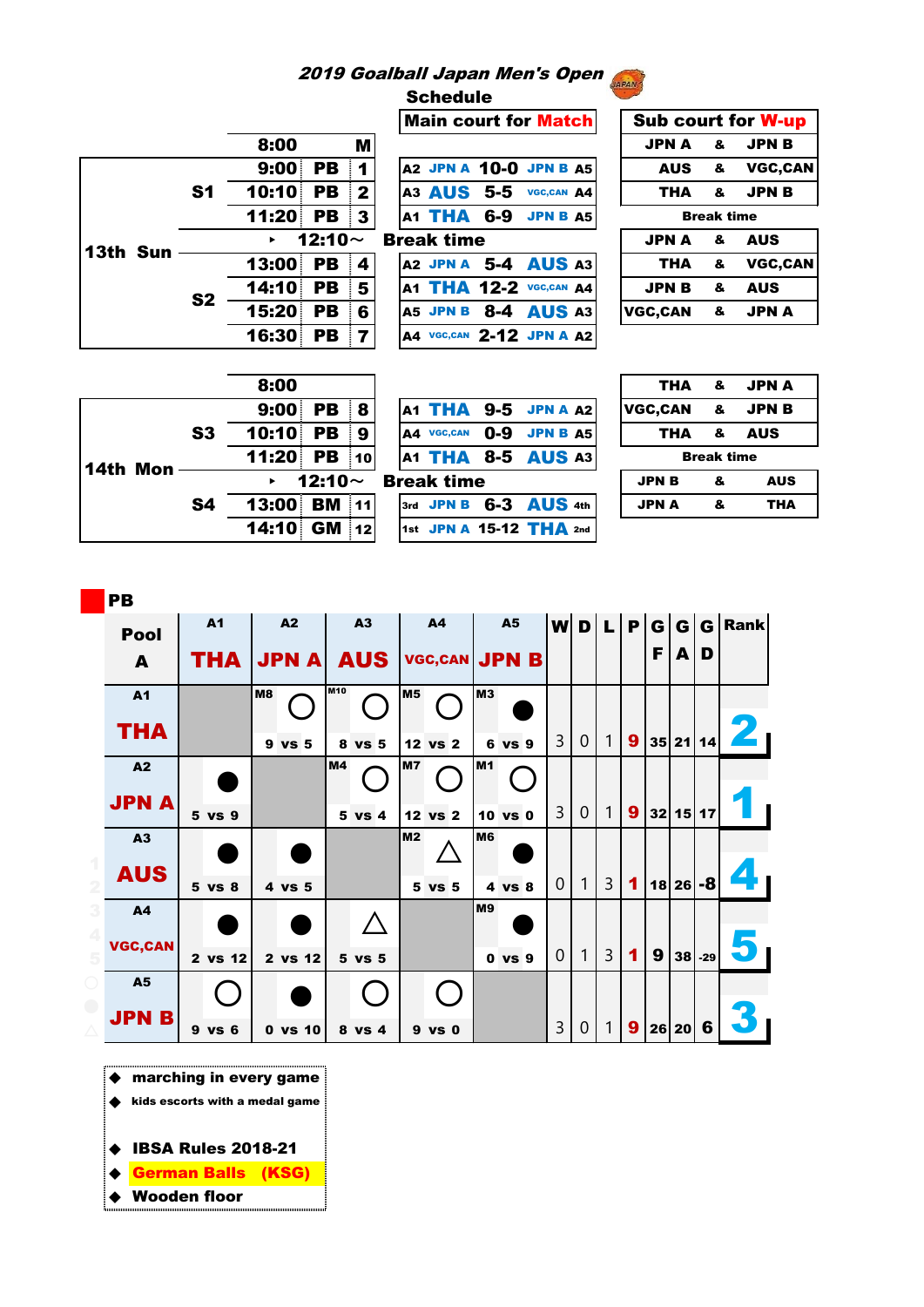# *2019 Goalball Japan Men's Open*

## Schedule

| Day | Session | Time | Type | M | Main court for Match | Sub court for W-up |
|---|---|---|---|---|---|---|
| 13th Sun | | 8:00 | | M | | JPN A & JPN B |
| | S1 | 9:00 | PB | 1 | A2 JPN A 10-0 JPN B A5 | AUS & VGC,CAN |
| | | 10:10 | PB | 2 | A3 AUS 5-5 VGC,CAN A4 | THA & JPN B |
| | | 11:20 | PB | 3 | A1 THA 6-9 JPN B A5 | Break time |
| | | ▸ 12:10~ | | | Break time | JPN A & AUS |
| | S2 | 13:00 | PB | 4 | A2 JPN A 5-4 AUS A3 | THA & VGC,CAN |
| | | 14:10 | PB | 5 | A1 THA 12-2 VGC,CAN A4 | JPN B & AUS |
| | | 15:20 | PB | 6 | A5 JPN B 8-4 AUS A3 | VGC,CAN & JPN A |
| | | 16:30 | PB | 7 | A4 VGC,CAN 2-12 JPN A A2 | |
| 14th Mon | | 8:00 | | | | THA & JPN A |
| | S3 | 9:00 | PB | 8 | A1 THA 9-5 JPN A A2 | VGC,CAN & JPN B |
| | | 10:10 | PB | 9 | A4 VGC,CAN 0-9 JPN B A5 | THA & AUS |
| | | 11:20 | PB | 10 | A1 THA 8-5 AUS A3 | Break time |
| | | ▸ 12:10~ | | | Break time | JPN B & AUS |
| | S4 | 13:00 | BM | 11 | 3rd JPN B 6-3 AUS 4th | JPN A & THA |
| | | 14:10 | GM | 12 | 1st JPN A 15-12 THA 2nd | |

## PB

| Pool A | A1 THA | A2 JPN A | A3 AUS | A4 VGC,CAN | A5 JPN B | W | D | L | P | GF | GA | GD | Rank |
|---|---|---|---|---|---|---|---|---|---|---|---|---|---|
| A1 THA | | M8 ○ 9 vs 5 | M10 ○ 8 vs 5 | M5 ○ 12 vs 2 | M3 ● 6 vs 9 | 3 | 0 | 1 | 9 | 35 | 21 | 14 | 2 |
| A2 JPN A | ● 5 vs 9 | | M4 ○ 5 vs 4 | M7 ○ 12 vs 2 | M1 ○ 10 vs 0 | 3 | 0 | 1 | 9 | 32 | 15 | 17 | 1 |
| A3 AUS | ● 5 vs 8 | ● 4 vs 5 | | M2 △ 5 vs 5 | M6 ● 4 vs 8 | 0 | 1 | 3 | 1 | 18 | 26 | -8 | 4 |
| A4 VGC,CAN | ● 2 vs 12 | ● 2 vs 12 | △ 5 vs 5 | | M9 ● 0 vs 9 | 0 | 1 | 3 | 1 | 9 | 38 | -29 | 5 |
| A5 JPN B | ○ 9 vs 6 | ● 0 vs 10 | ○ 8 vs 4 | ○ 9 vs 0 | | 3 | 0 | 1 | 9 | 26 | 20 | 6 | 3 |

- marching in every game
- kids escorts with a medal game
- IBSA Rules 2018-21
- German Balls (KSG)
- Wooden floor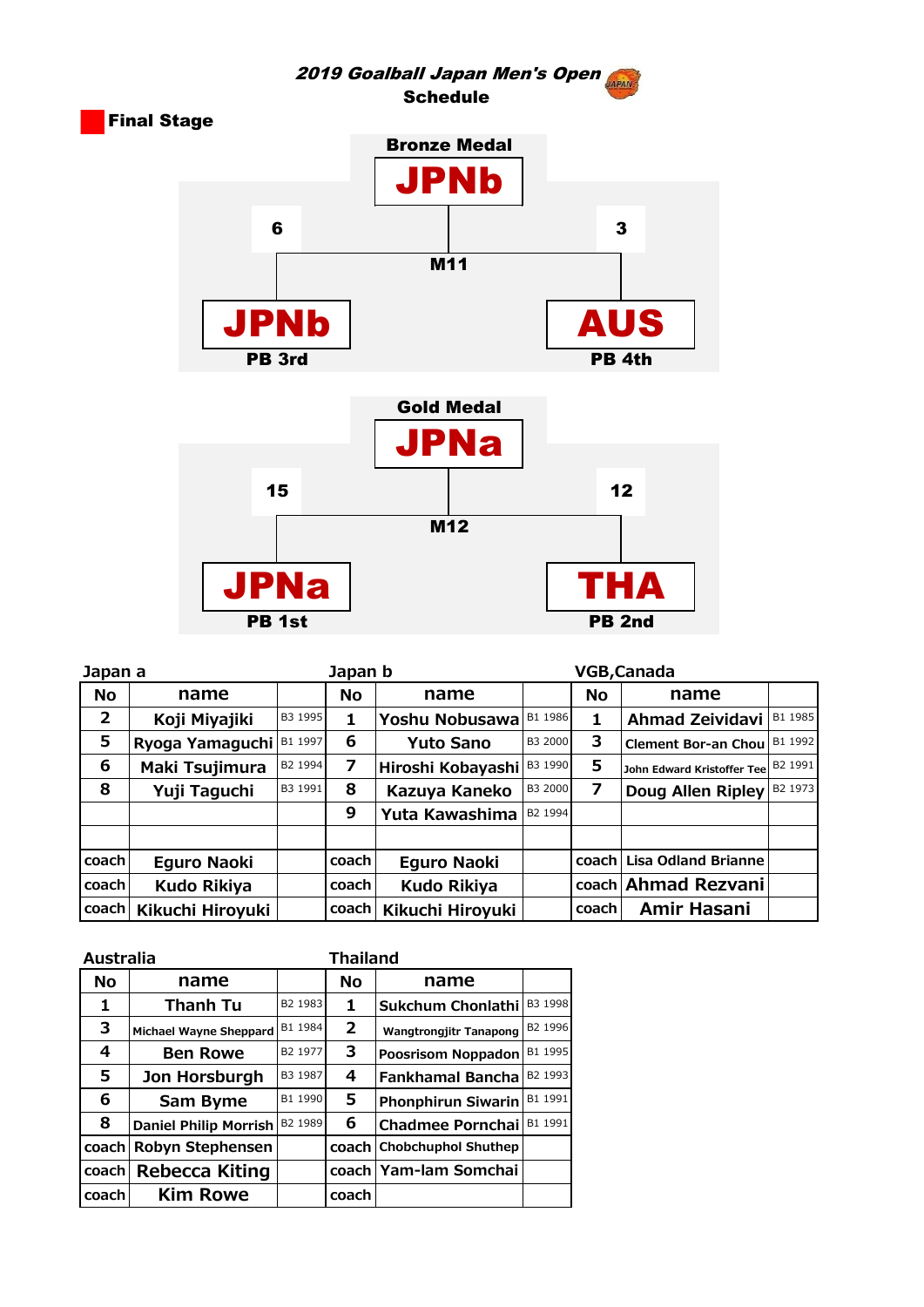# 2019 Goalball Japan Men's Open

## Schedule

### Final Stage

**Bronze Medal**

**JPNb**

6 — M11 — 3

JPNb (PB 3rd) vs AUS (PB 4th)

**Gold Medal**

**JPNa**

15 — M12 — 12

JPNa (PB 1st) vs THA (PB 2nd)

**Japan a**

| No | name | |
|---|---|---|
| 2 | Koji Miyajiki | B3 1995 |
| 5 | Ryoga Yamaguchi | B1 1997 |
| 6 | Maki Tsujimura | B2 1994 |
| 8 | Yuji Taguchi | B3 1991 |
| | | |
| | | |
| coach | Eguro Naoki | |
| coach | Kudo Rikiya | |
| coach | Kikuchi Hiroyuki | |

**Japan b**

| No | name | |
|---|---|---|
| 1 | Yoshu Nobusawa | B1 1986 |
| 6 | Yuto Sano | B3 2000 |
| 7 | Hiroshi Kobayashi | B3 1990 |
| 8 | Kazuya Kaneko | B3 2000 |
| 9 | Yuta Kawashima | B2 1994 |
| | | |
| coach | Eguro Naoki | |
| coach | Kudo Rikiya | |
| coach | Kikuchi Hiroyuki | |

**VGB,Canada**

| No | name | |
|---|---|---|
| 1 | Ahmad Zeividavi | B1 1985 |
| 3 | Clement Bor-an Chou | B1 1992 |
| 5 | John Edward Kristofer Tee | B2 1991 |
| 7 | Doug Allen Ripley | B2 1973 |
| | | |
| | | |
| coach | Lisa Odland Brianne | |
| coach | Ahmad Rezvani | |
| coach | Amir Hasani | |

**Australia**

| No | name | |
|---|---|---|
| 1 | Thanh Tu | B2 1983 |
| 3 | Michael Wayne Sheppard | B1 1984 |
| 4 | Ben Rowe | B2 1977 |
| 5 | Jon Horsburgh | B3 1987 |
| 6 | Sam Byme | B1 1990 |
| 8 | Daniel Philip Morrish | B2 1989 |
| coach | Robyn Stephensen | |
| coach | Rebecca Kiting | |
| coach | Kim Rowe | |

**Thailand**

| No | name | |
|---|---|---|
| 1 | Sukchum Chonlathi | B3 1998 |
| 2 | Wangtrongjitr Tanapong | B2 1996 |
| 3 | Poosrisom Noppadon | B1 1995 |
| 4 | Fankhamal Bancha | B2 1993 |
| 5 | Phonphirun Siwarin | B1 1991 |
| 6 | Chadmee Pornchai | B1 1991 |
| coach | Chobchuphol Shuthep | |
| coach | Yam-lam Somchai | |
| coach | | |